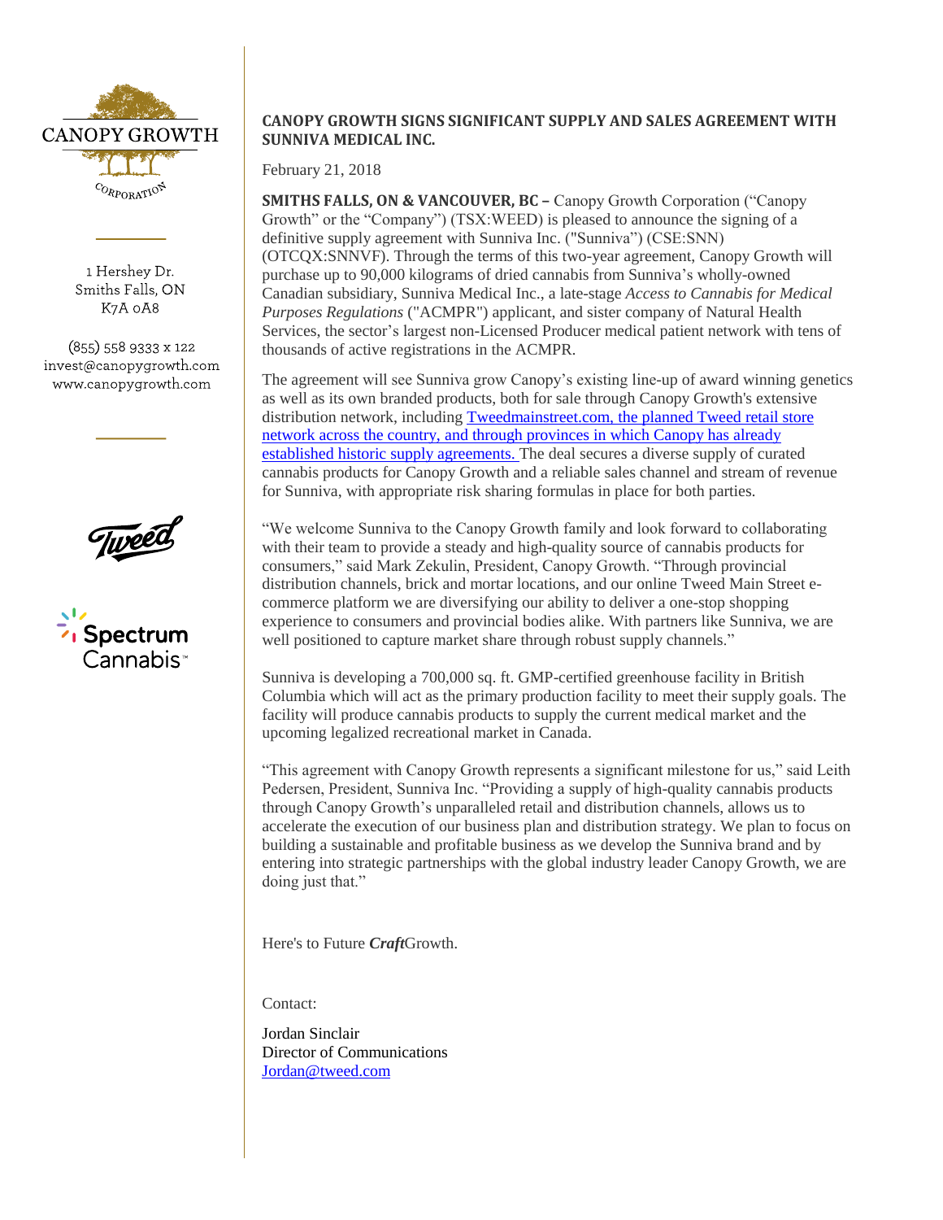CANOPY GROWTH CORPORATION

1 Hershey Dr.
Smiths Falls, ON
K7A 0A8

(855) 558 9333 x 122
invest@canopygrowth.com
www.canopygrowth.com

## CANOPY GROWTH SIGNS SIGNIFICANT SUPPLY AND SALES AGREEMENT WITH SUNNIVA MEDICAL INC.

February 21, 2018

**SMITHS FALLS, ON & VANCOUVER, BC –** Canopy Growth Corporation ("Canopy Growth" or the "Company") (TSX:WEED) is pleased to announce the signing of a definitive supply agreement with Sunniva Inc. ("Sunniva") (CSE:SNN) (OTCQX:SNNVF). Through the terms of this two-year agreement, Canopy Growth will purchase up to 90,000 kilograms of dried cannabis from Sunniva's wholly-owned Canadian subsidiary, Sunniva Medical Inc., a late-stage *Access to Cannabis for Medical Purposes Regulations* ("ACMPR") applicant, and sister company of Natural Health Services, the sector's largest non-Licensed Producer medical patient network with tens of thousands of active registrations in the ACMPR.

The agreement will see Sunniva grow Canopy's existing line-up of award winning genetics as well as its own branded products, both for sale through Canopy Growth's extensive distribution network, including Tweedmainstreet.com, the planned Tweed retail store network across the country, and through provinces in which Canopy has already established historic supply agreements. The deal secures a diverse supply of curated cannabis products for Canopy Growth and a reliable sales channel and stream of revenue for Sunniva, with appropriate risk sharing formulas in place for both parties.

"We welcome Sunniva to the Canopy Growth family and look forward to collaborating with their team to provide a steady and high-quality source of cannabis products for consumers," said Mark Zekulin, President, Canopy Growth. "Through provincial distribution channels, brick and mortar locations, and our online Tweed Main Street e-commerce platform we are diversifying our ability to deliver a one-stop shopping experience to consumers and provincial bodies alike. With partners like Sunniva, we are well positioned to capture market share through robust supply channels."

Sunniva is developing a 700,000 sq. ft. GMP-certified greenhouse facility in British Columbia which will act as the primary production facility to meet their supply goals. The facility will produce cannabis products to supply the current medical market and the upcoming legalized recreational market in Canada.

"This agreement with Canopy Growth represents a significant milestone for us," said Leith Pedersen, President, Sunniva Inc. "Providing a supply of high-quality cannabis products through Canopy Growth's unparalleled retail and distribution channels, allows us to accelerate the execution of our business plan and distribution strategy. We plan to focus on building a sustainable and profitable business as we develop the Sunniva brand and by entering into strategic partnerships with the global industry leader Canopy Growth, we are doing just that."

Here's to Future ***Craft***Growth.

Contact:

Jordan Sinclair
Director of Communications
Jordan@tweed.com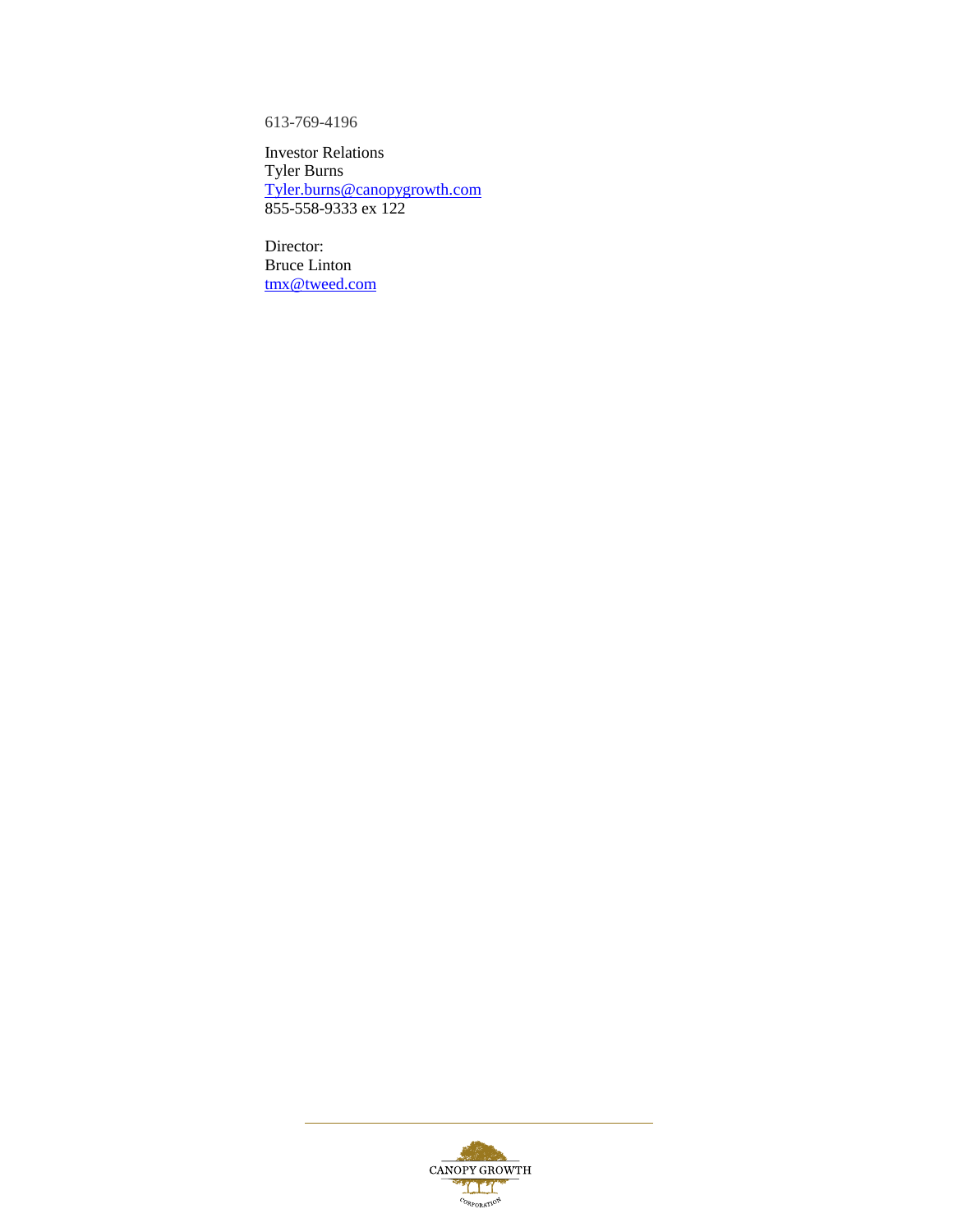613-769-4196

Investor Relations
Tyler Burns
Tyler.burns@canopygrowth.com
855-558-9333 ex 122

Director:
Bruce Linton
tmx@tweed.com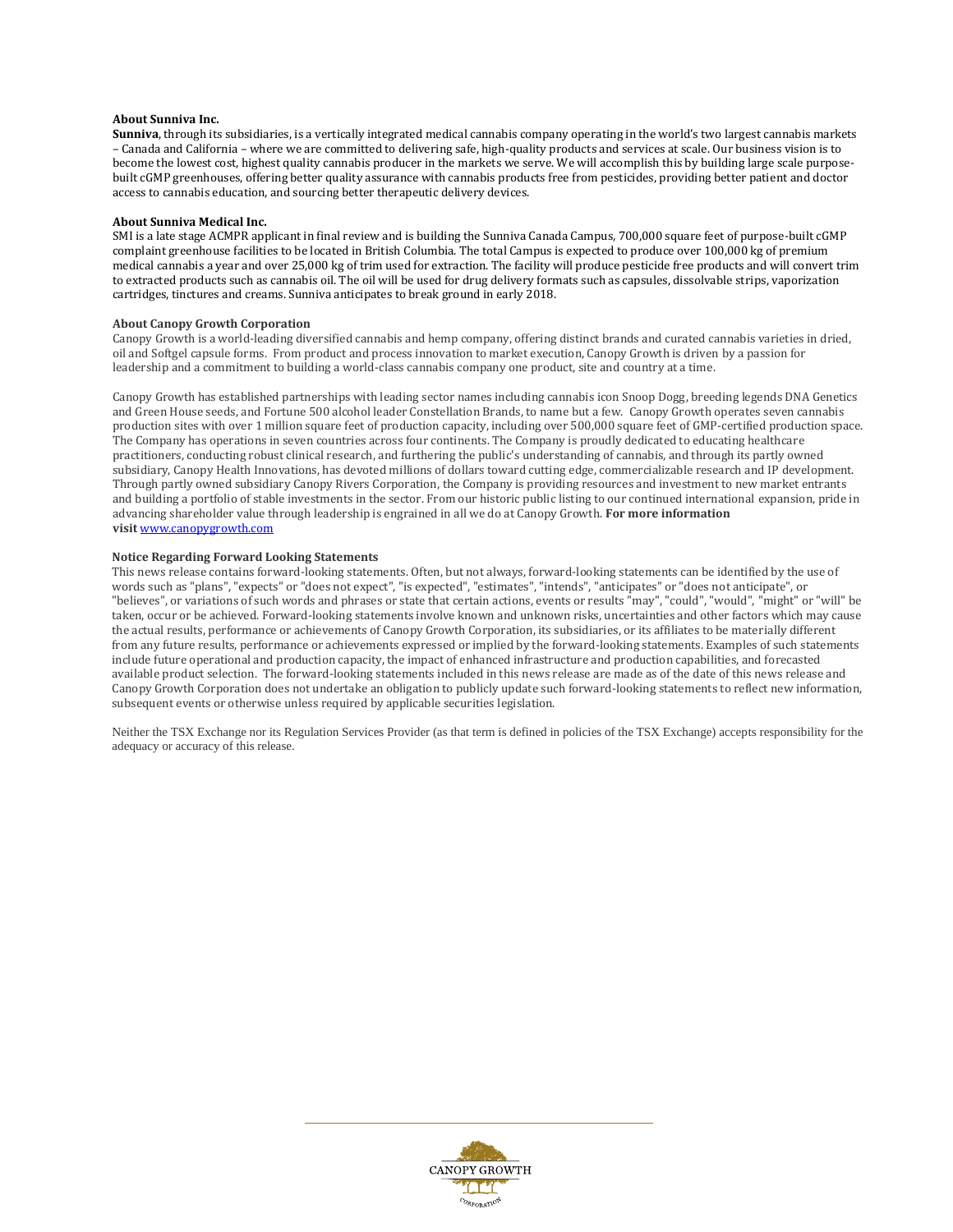**About Sunniva Inc.**

**Sunniva**, through its subsidiaries, is a vertically integrated medical cannabis company operating in the world's two largest cannabis markets – Canada and California – where we are committed to delivering safe, high-quality products and services at scale. Our business vision is to become the lowest cost, highest quality cannabis producer in the markets we serve. We will accomplish this by building large scale purpose-built cGMP greenhouses, offering better quality assurance with cannabis products free from pesticides, providing better patient and doctor access to cannabis education, and sourcing better therapeutic delivery devices.

**About Sunniva Medical Inc.**

SMI is a late stage ACMPR applicant in final review and is building the Sunniva Canada Campus, 700,000 square feet of purpose-built cGMP complaint greenhouse facilities to be located in British Columbia. The total Campus is expected to produce over 100,000 kg of premium medical cannabis a year and over 25,000 kg of trim used for extraction. The facility will produce pesticide free products and will convert trim to extracted products such as cannabis oil. The oil will be used for drug delivery formats such as capsules, dissolvable strips, vaporization cartridges, tinctures and creams. Sunniva anticipates to break ground in early 2018.

**About Canopy Growth Corporation**

Canopy Growth is a world-leading diversified cannabis and hemp company, offering distinct brands and curated cannabis varieties in dried, oil and Softgel capsule forms. From product and process innovation to market execution, Canopy Growth is driven by a passion for leadership and a commitment to building a world-class cannabis company one product, site and country at a time.

Canopy Growth has established partnerships with leading sector names including cannabis icon Snoop Dogg, breeding legends DNA Genetics and Green House seeds, and Fortune 500 alcohol leader Constellation Brands, to name but a few. Canopy Growth operates seven cannabis production sites with over 1 million square feet of production capacity, including over 500,000 square feet of GMP-certified production space. The Company has operations in seven countries across four continents. The Company is proudly dedicated to educating healthcare practitioners, conducting robust clinical research, and furthering the public's understanding of cannabis, and through its partly owned subsidiary, Canopy Health Innovations, has devoted millions of dollars toward cutting edge, commercializable research and IP development. Through partly owned subsidiary Canopy Rivers Corporation, the Company is providing resources and investment to new market entrants and building a portfolio of stable investments in the sector. From our historic public listing to our continued international expansion, pride in advancing shareholder value through leadership is engrained in all we do at Canopy Growth. **For more information visit** www.canopygrowth.com

**Notice Regarding Forward Looking Statements**

This news release contains forward-looking statements. Often, but not always, forward-looking statements can be identified by the use of words such as "plans", "expects" or "does not expect", "is expected", "estimates", "intends", "anticipates" or "does not anticipate", or "believes", or variations of such words and phrases or state that certain actions, events or results "may", "could", "would", "might" or "will" be taken, occur or be achieved. Forward-looking statements involve known and unknown risks, uncertainties and other factors which may cause the actual results, performance or achievements of Canopy Growth Corporation, its subsidiaries, or its affiliates to be materially different from any future results, performance or achievements expressed or implied by the forward-looking statements. Examples of such statements include future operational and production capacity, the impact of enhanced infrastructure and production capabilities, and forecasted available product selection. The forward-looking statements included in this news release are made as of the date of this news release and Canopy Growth Corporation does not undertake an obligation to publicly update such forward-looking statements to reflect new information, subsequent events or otherwise unless required by applicable securities legislation.

Neither the TSX Exchange nor its Regulation Services Provider (as that term is defined in policies of the TSX Exchange) accepts responsibility for the adequacy or accuracy of this release.